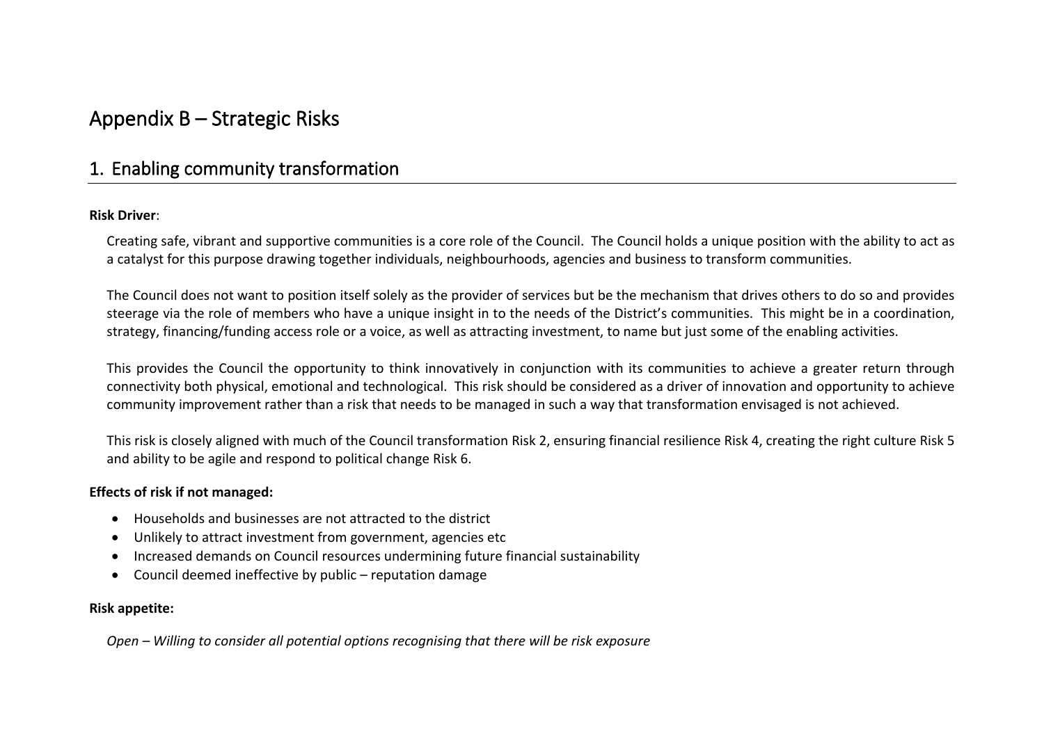# Appendix B – Strategic Risks

## 1. Enabling community transformation

**Risk Driver**:

Creating safe, vibrant and supportive communities is a core role of the Council. The Council holds a unique position with the ability to act as a catalyst for this purpose drawing together individuals, neighbourhoods, agencies and business to transform communities.

The Council does not want to position itself solely as the provider of services but be the mechanism that drives others to do so and provides steerage via the role of members who have a unique insight in to the needs of the District's communities. This might be in a coordination, strategy, financing/funding access role or a voice, as well as attracting investment, to name but just some of the enabling activities.

This provides the Council the opportunity to think innovatively in conjunction with its communities to achieve a greater return through connectivity both physical, emotional and technological. This risk should be considered as a driver of innovation and opportunity to achieve community improvement rather than a risk that needs to be managed in such a way that transformation envisaged is not achieved.

This risk is closely aligned with much of the Council transformation Risk 2, ensuring financial resilience Risk 4, creating the right culture Risk 5 and ability to be agile and respond to political change Risk 6.

**Effects of risk if not managed:**

- Households and businesses are not attracted to the district
- Unlikely to attract investment from government, agencies etc
- Increased demands on Council resources undermining future financial sustainability
- Council deemed ineffective by public – reputation damage

**Risk appetite:**

*Open – Willing to consider all potential options recognising that there will be risk exposure*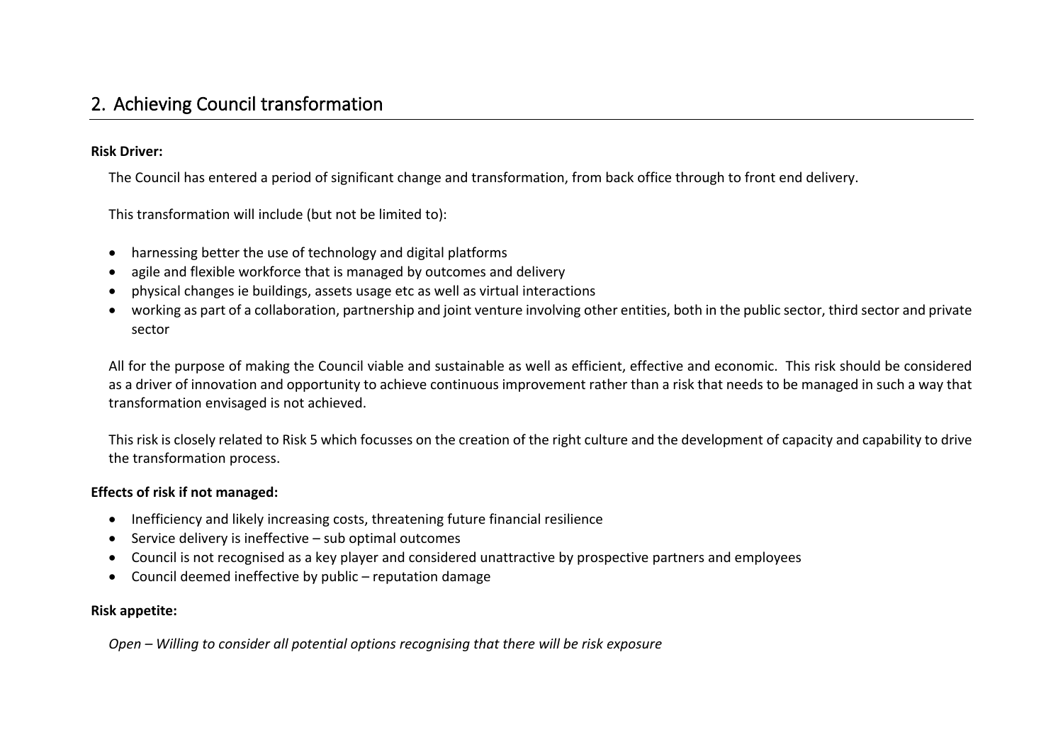## 2. Achieving Council transformation

**Risk Driver:**

The Council has entered a period of significant change and transformation, from back office through to front end delivery.

This transformation will include (but not be limited to):

- harnessing better the use of technology and digital platforms
- agile and flexible workforce that is managed by outcomes and delivery
- physical changes ie buildings, assets usage etc as well as virtual interactions
- working as part of a collaboration, partnership and joint venture involving other entities, both in the public sector, third sector and private sector

All for the purpose of making the Council viable and sustainable as well as efficient, effective and economic. This risk should be considered as a driver of innovation and opportunity to achieve continuous improvement rather than a risk that needs to be managed in such a way that transformation envisaged is not achieved.

This risk is closely related to Risk 5 which focusses on the creation of the right culture and the development of capacity and capability to drive the transformation process.

**Effects of risk if not managed:**

- Inefficiency and likely increasing costs, threatening future financial resilience
- Service delivery is ineffective – sub optimal outcomes
- Council is not recognised as a key player and considered unattractive by prospective partners and employees
- Council deemed ineffective by public – reputation damage

**Risk appetite:**

*Open – Willing to consider all potential options recognising that there will be risk exposure*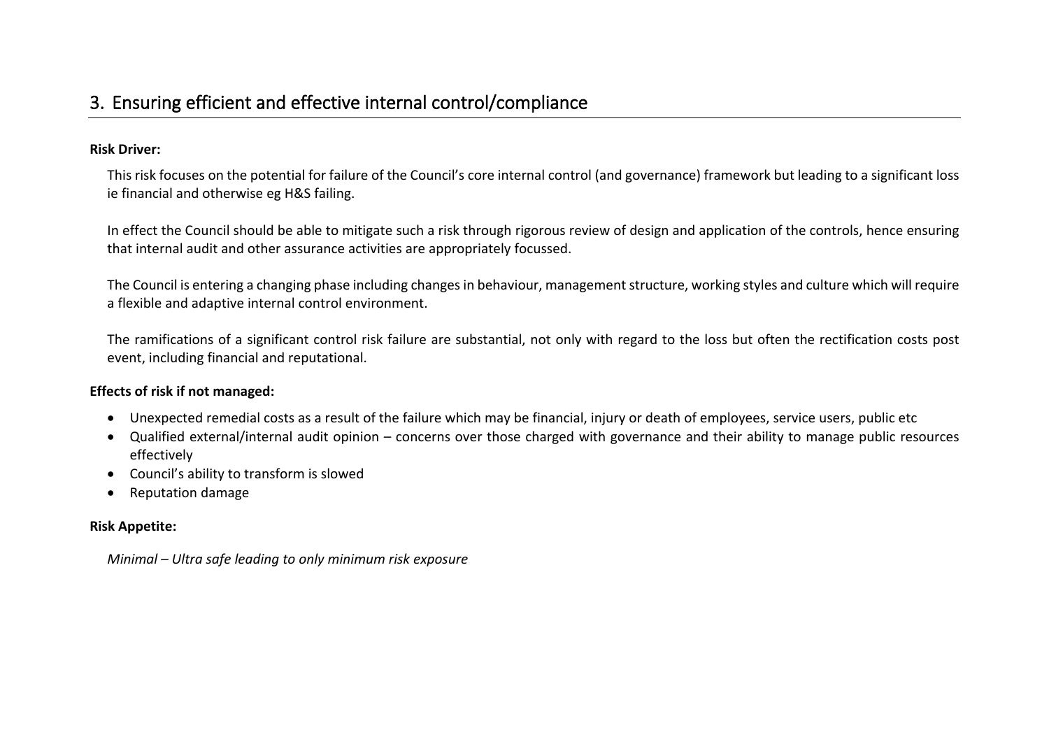## 3. Ensuring efficient and effective internal control/compliance

**Risk Driver:**

This risk focuses on the potential for failure of the Council's core internal control (and governance) framework but leading to a significant loss ie financial and otherwise eg H&S failing.

In effect the Council should be able to mitigate such a risk through rigorous review of design and application of the controls, hence ensuring that internal audit and other assurance activities are appropriately focussed.

The Council is entering a changing phase including changes in behaviour, management structure, working styles and culture which will require a flexible and adaptive internal control environment.

The ramifications of a significant control risk failure are substantial, not only with regard to the loss but often the rectification costs post event, including financial and reputational.

**Effects of risk if not managed:**

- Unexpected remedial costs as a result of the failure which may be financial, injury or death of employees, service users, public etc
- Qualified external/internal audit opinion – concerns over those charged with governance and their ability to manage public resources effectively
- Council's ability to transform is slowed
- Reputation damage

**Risk Appetite:**

*Minimal – Ultra safe leading to only minimum risk exposure*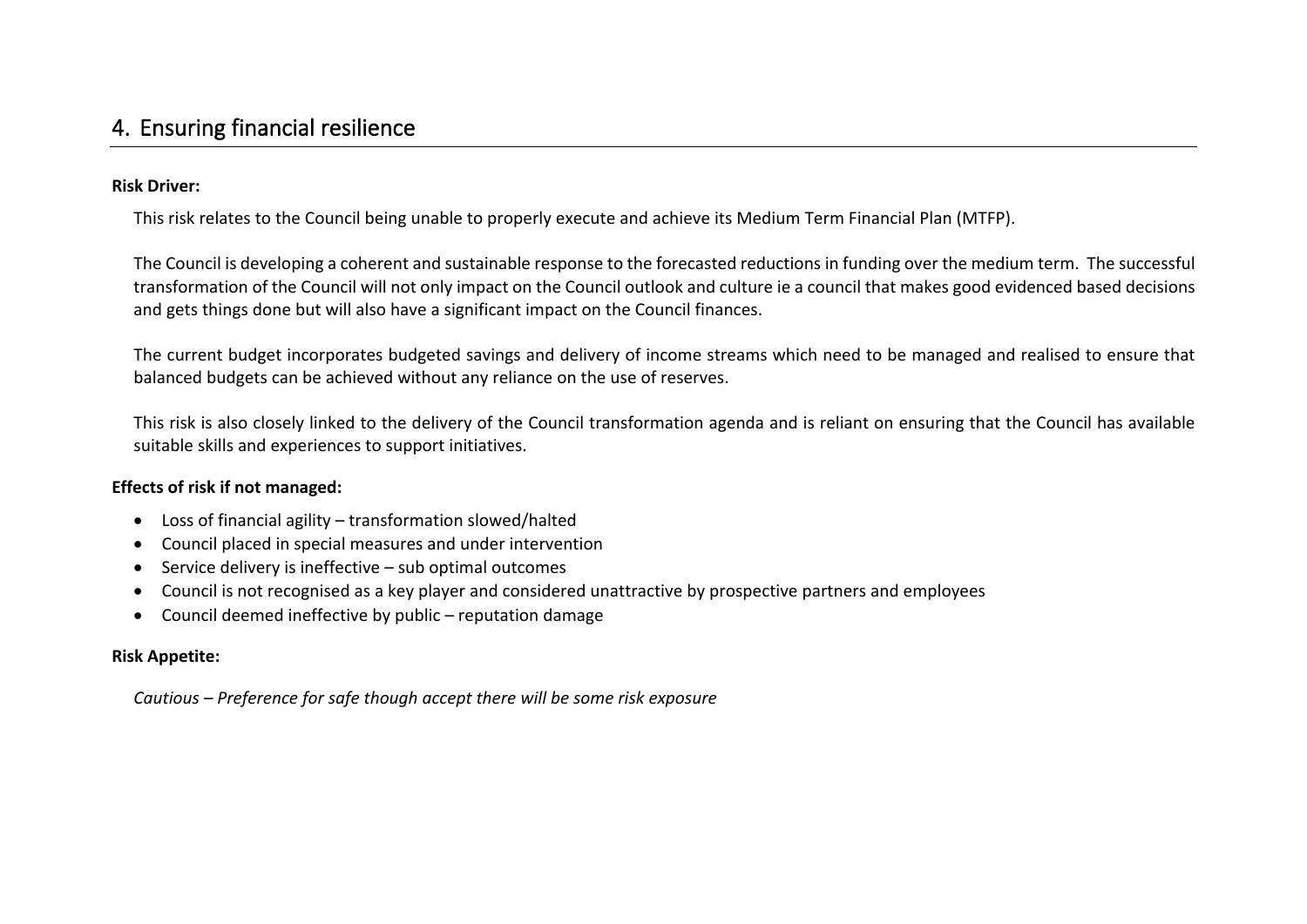## 4. Ensuring financial resilience

**Risk Driver:**

This risk relates to the Council being unable to properly execute and achieve its Medium Term Financial Plan (MTFP).

The Council is developing a coherent and sustainable response to the forecasted reductions in funding over the medium term. The successful transformation of the Council will not only impact on the Council outlook and culture ie a council that makes good evidenced based decisions and gets things done but will also have a significant impact on the Council finances.

The current budget incorporates budgeted savings and delivery of income streams which need to be managed and realised to ensure that balanced budgets can be achieved without any reliance on the use of reserves.

This risk is also closely linked to the delivery of the Council transformation agenda and is reliant on ensuring that the Council has available suitable skills and experiences to support initiatives.

**Effects of risk if not managed:**

- Loss of financial agility – transformation slowed/halted
- Council placed in special measures and under intervention
- Service delivery is ineffective – sub optimal outcomes
- Council is not recognised as a key player and considered unattractive by prospective partners and employees
- Council deemed ineffective by public – reputation damage

**Risk Appetite:**

*Cautious – Preference for safe though accept there will be some risk exposure*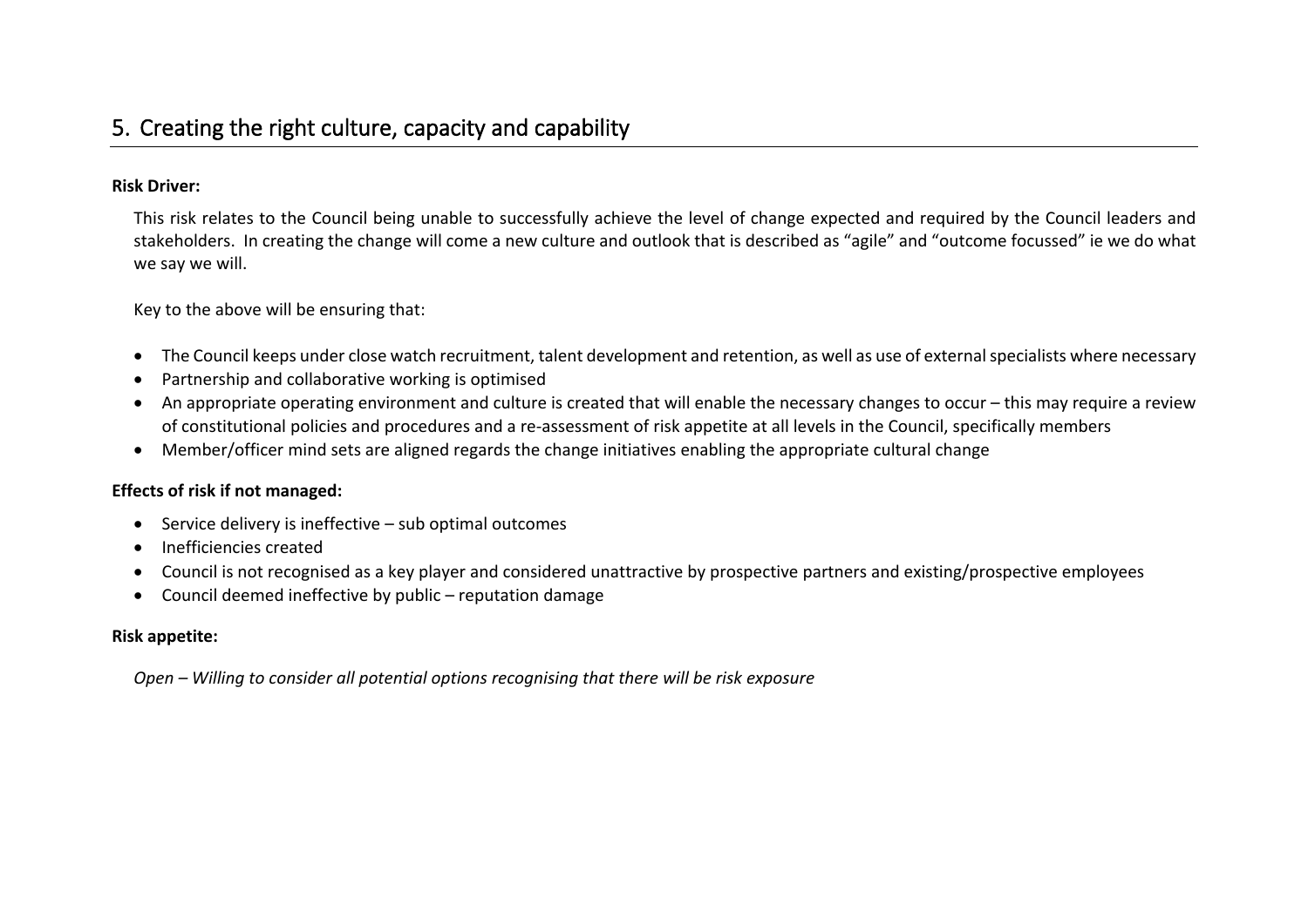## 5. Creating the right culture, capacity and capability

**Risk Driver:**

This risk relates to the Council being unable to successfully achieve the level of change expected and required by the Council leaders and stakeholders. In creating the change will come a new culture and outlook that is described as "agile" and "outcome focussed" ie we do what we say we will.

Key to the above will be ensuring that:

- The Council keeps under close watch recruitment, talent development and retention, as well as use of external specialists where necessary
- Partnership and collaborative working is optimised
- An appropriate operating environment and culture is created that will enable the necessary changes to occur – this may require a review of constitutional policies and procedures and a re-assessment of risk appetite at all levels in the Council, specifically members
- Member/officer mind sets are aligned regards the change initiatives enabling the appropriate cultural change

**Effects of risk if not managed:**

- Service delivery is ineffective – sub optimal outcomes
- Inefficiencies created
- Council is not recognised as a key player and considered unattractive by prospective partners and existing/prospective employees
- Council deemed ineffective by public – reputation damage

**Risk appetite:**

*Open – Willing to consider all potential options recognising that there will be risk exposure*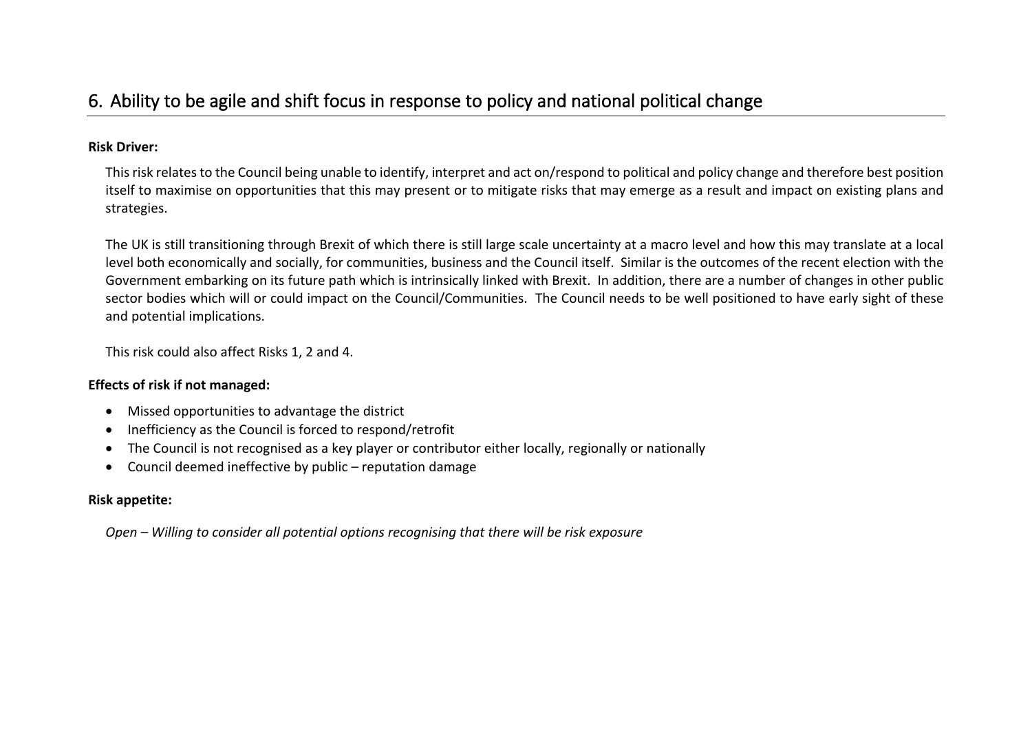## 6. Ability to be agile and shift focus in response to policy and national political change

**Risk Driver:**

This risk relates to the Council being unable to identify, interpret and act on/respond to political and policy change and therefore best position itself to maximise on opportunities that this may present or to mitigate risks that may emerge as a result and impact on existing plans and strategies.

The UK is still transitioning through Brexit of which there is still large scale uncertainty at a macro level and how this may translate at a local level both economically and socially, for communities, business and the Council itself. Similar is the outcomes of the recent election with the Government embarking on its future path which is intrinsically linked with Brexit. In addition, there are a number of changes in other public sector bodies which will or could impact on the Council/Communities. The Council needs to be well positioned to have early sight of these and potential implications.

This risk could also affect Risks 1, 2 and 4.

**Effects of risk if not managed:**

- Missed opportunities to advantage the district
- Inefficiency as the Council is forced to respond/retrofit
- The Council is not recognised as a key player or contributor either locally, regionally or nationally
- Council deemed ineffective by public – reputation damage

**Risk appetite:**

*Open – Willing to consider all potential options recognising that there will be risk exposure*